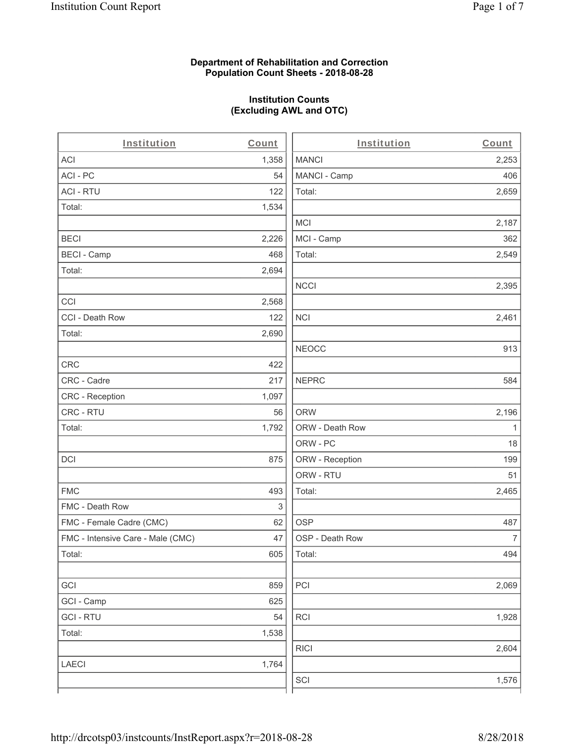**Department of Rehabilitation and Correction**
**Population Count Sheets - 2018-08-28**

**Institution Counts**
**(Excluding AWL and OTC)**

| Institution | Count |
|---|---|
| ACI | 1,358 |
| ACI - PC | 54 |
| ACI - RTU | 122 |
| Total: | 1,534 |
| | |
| BECI | 2,226 |
| BECI - Camp | 468 |
| Total: | 2,694 |
| | |
| CCI | 2,568 |
| CCI - Death Row | 122 |
| Total: | 2,690 |
| | |
| CRC | 422 |
| CRC - Cadre | 217 |
| CRC - Reception | 1,097 |
| CRC - RTU | 56 |
| Total: | 1,792 |
| | |
| DCI | 875 |
| | |
| FMC | 493 |
| FMC - Death Row | 3 |
| FMC - Female Cadre (CMC) | 62 |
| FMC - Intensive Care - Male (CMC) | 47 |
| Total: | 605 |
| | |
| GCI | 859 |
| GCI - Camp | 625 |
| GCI - RTU | 54 |
| Total: | 1,538 |
| | |
| LAECI | 1,764 |
| | |

| Institution | Count |
|---|---|
| MANCI | 2,253 |
| MANCI - Camp | 406 |
| Total: | 2,659 |
| | |
| MCI | 2,187 |
| MCI - Camp | 362 |
| Total: | 2,549 |
| | |
| NCCI | 2,395 |
| | |
| NCI | 2,461 |
| | |
| NEOCC | 913 |
| | |
| NEPRC | 584 |
| | |
| ORW | 2,196 |
| ORW - Death Row | 1 |
| ORW - PC | 18 |
| ORW - Reception | 199 |
| ORW - RTU | 51 |
| Total: | 2,465 |
| | |
| OSP | 487 |
| OSP - Death Row | 7 |
| Total: | 494 |
| | |
| PCI | 2,069 |
| | |
| RCI | 1,928 |
| | |
| RICI | 2,604 |
| | |
| SCI | 1,576 |
| | |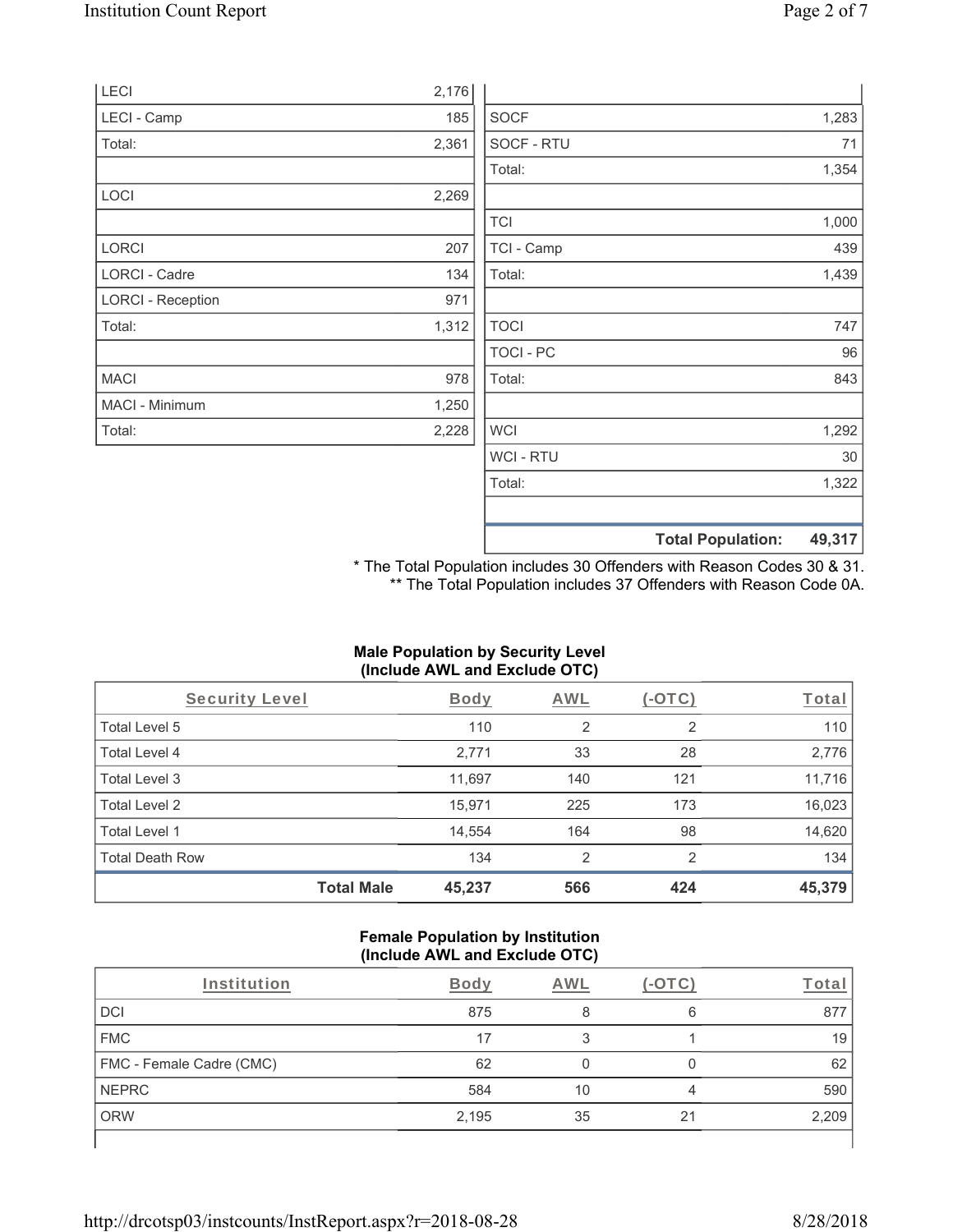| | |
|---|---|
| LECI | 2,176 |
| LECI - Camp | 185 |
| Total: | 2,361 |
| | |
| LOCI | 2,269 |
| | |
| LORCI | 207 |
| LORCI - Cadre | 134 |
| LORCI - Reception | 971 |
| Total: | 1,312 |
| | |
| MACI | 978 |
| MACI - Minimum | 1,250 |
| Total: | 2,228 |

| | |
|---|---|
| SOCF | 1,283 |
| SOCF - RTU | 71 |
| Total: | 1,354 |
| | |
| TCI | 1,000 |
| TCI - Camp | 439 |
| Total: | 1,439 |
| | |
| TOCI | 747 |
| TOCI - PC | 96 |
| Total: | 843 |
| | |
| WCI | 1,292 |
| WCI - RTU | 30 |
| Total: | 1,322 |
| | |
| **Total Population:** | **49,317** |

* The Total Population includes 30 Offenders with Reason Codes 30 & 31.
** The Total Population includes 37 Offenders with Reason Code 0A.

**Male Population by Security Level (Include AWL and Exclude OTC)**

| Security Level | Body | AWL | (-OTC) | Total |
|---|---|---|---|---|
| Total Level 5 | 110 | 2 | 2 | 110 |
| Total Level 4 | 2,771 | 33 | 28 | 2,776 |
| Total Level 3 | 11,697 | 140 | 121 | 11,716 |
| Total Level 2 | 15,971 | 225 | 173 | 16,023 |
| Total Level 1 | 14,554 | 164 | 98 | 14,620 |
| Total Death Row | 134 | 2 | 2 | 134 |
| **Total Male** | **45,237** | **566** | **424** | **45,379** |

**Female Population by Institution (Include AWL and Exclude OTC)**

| Institution | Body | AWL | (-OTC) | Total |
|---|---|---|---|---|
| DCI | 875 | 8 | 6 | 877 |
| FMC | 17 | 3 | 1 | 19 |
| FMC - Female Cadre (CMC) | 62 | 0 | 0 | 62 |
| NEPRC | 584 | 10 | 4 | 590 |
| ORW | 2,195 | 35 | 21 | 2,209 |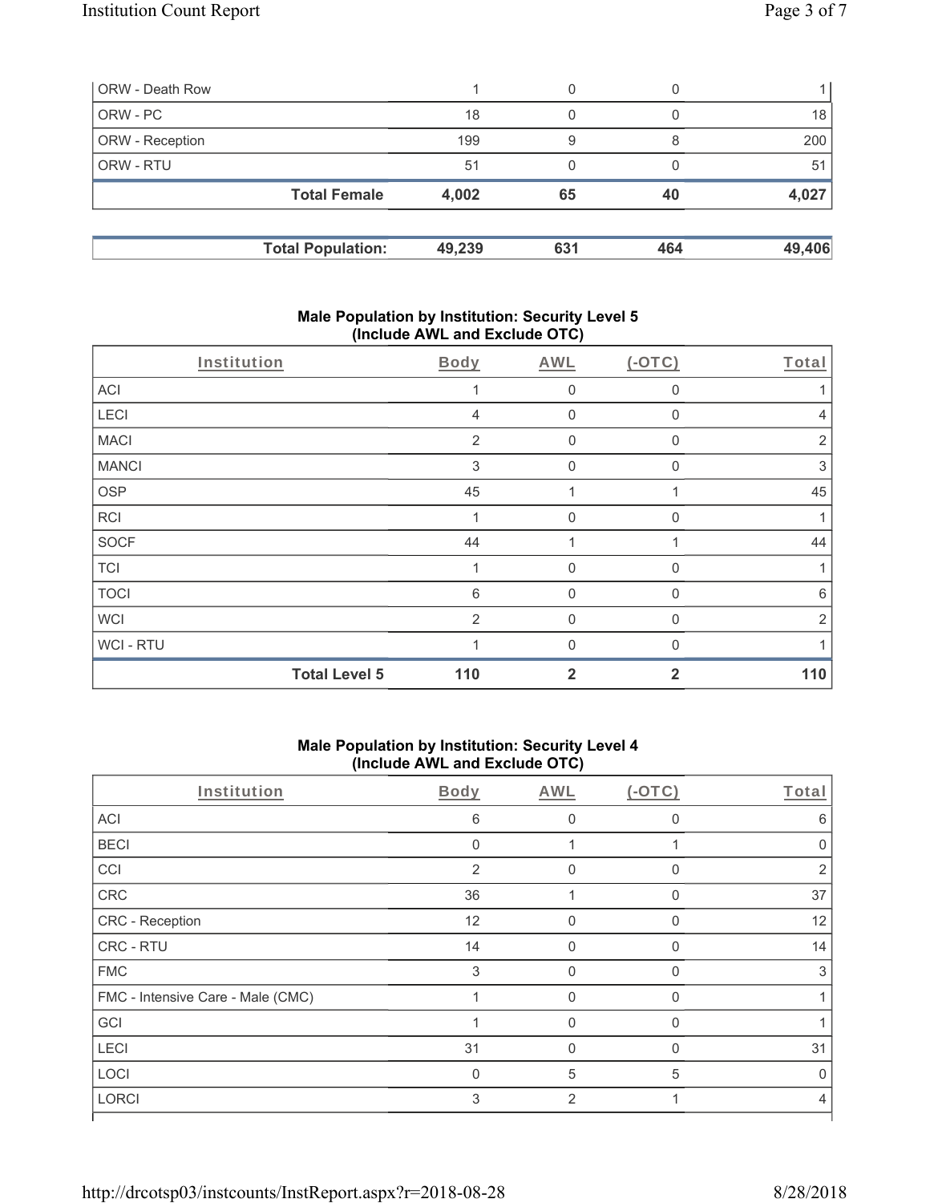| ORW - Death Row | 1 | 0 | 0 | 1 |
|---|---|---|---|---|
| ORW - PC | 18 | 0 | 0 | 18 |
| ORW - Reception | 199 | 9 | 8 | 200 |
| ORW - RTU | 51 | 0 | 0 | 51 |
| **Total Female** | **4,002** | **65** | **40** | **4,027** |

| **Total Population:** | **49,239** | **631** | **464** | **49,406** |
|---|---|---|---|---|

### Male Population by Institution: Security Level 5 (Include AWL and Exclude OTC)

| Institution | Body | AWL | (-OTC) | Total |
|---|---|---|---|---|
| ACI | 1 | 0 | 0 | 1 |
| LECI | 4 | 0 | 0 | 4 |
| MACI | 2 | 0 | 0 | 2 |
| MANCI | 3 | 0 | 0 | 3 |
| OSP | 45 | 1 | 1 | 45 |
| RCI | 1 | 0 | 0 | 1 |
| SOCF | 44 | 1 | 1 | 44 |
| TCI | 1 | 0 | 0 | 1 |
| TOCI | 6 | 0 | 0 | 6 |
| WCI | 2 | 0 | 0 | 2 |
| WCI - RTU | 1 | 0 | 0 | 1 |
| **Total Level 5** | **110** | **2** | **2** | **110** |

### Male Population by Institution: Security Level 4 (Include AWL and Exclude OTC)

| Institution | Body | AWL | (-OTC) | Total |
|---|---|---|---|---|
| ACI | 6 | 0 | 0 | 6 |
| BECI | 0 | 1 | 1 | 0 |
| CCI | 2 | 0 | 0 | 2 |
| CRC | 36 | 1 | 0 | 37 |
| CRC - Reception | 12 | 0 | 0 | 12 |
| CRC - RTU | 14 | 0 | 0 | 14 |
| FMC | 3 | 0 | 0 | 3 |
| FMC - Intensive Care - Male (CMC) | 1 | 0 | 0 | 1 |
| GCI | 1 | 0 | 0 | 1 |
| LECI | 31 | 0 | 0 | 31 |
| LOCI | 0 | 5 | 5 | 0 |
| LORCI | 3 | 2 | 1 | 4 |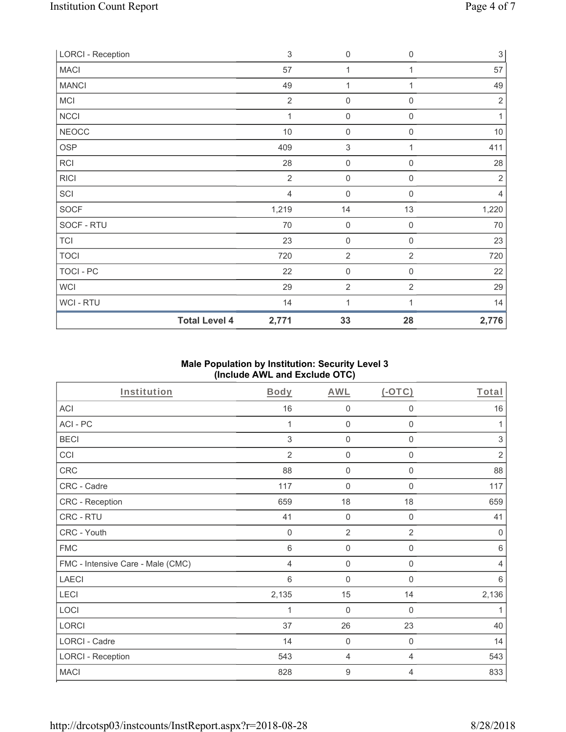| | | | | |
|---|---|---|---|---|
| LORCI - Reception | 3 | 0 | 0 | 3 |
| MACI | 57 | 1 | 1 | 57 |
| MANCI | 49 | 1 | 1 | 49 |
| MCI | 2 | 0 | 0 | 2 |
| NCCI | 1 | 0 | 0 | 1 |
| NEOCC | 10 | 0 | 0 | 10 |
| OSP | 409 | 3 | 1 | 411 |
| RCI | 28 | 0 | 0 | 28 |
| RICI | 2 | 0 | 0 | 2 |
| SCI | 4 | 0 | 0 | 4 |
| SOCF | 1,219 | 14 | 13 | 1,220 |
| SOCF - RTU | 70 | 0 | 0 | 70 |
| TCI | 23 | 0 | 0 | 23 |
| TOCI | 720 | 2 | 2 | 720 |
| TOCI - PC | 22 | 0 | 0 | 22 |
| WCI | 29 | 2 | 2 | 29 |
| WCI - RTU | 14 | 1 | 1 | 14 |
| **Total Level 4** | **2,771** | **33** | **28** | **2,776** |

## Male Population by Institution: Security Level 3 (Include AWL and Exclude OTC)

| Institution | Body | AWL | (-OTC) | Total |
|---|---|---|---|---|
| ACI | 16 | 0 | 0 | 16 |
| ACI - PC | 1 | 0 | 0 | 1 |
| BECI | 3 | 0 | 0 | 3 |
| CCI | 2 | 0 | 0 | 2 |
| CRC | 88 | 0 | 0 | 88 |
| CRC - Cadre | 117 | 0 | 0 | 117 |
| CRC - Reception | 659 | 18 | 18 | 659 |
| CRC - RTU | 41 | 0 | 0 | 41 |
| CRC - Youth | 0 | 2 | 2 | 0 |
| FMC | 6 | 0 | 0 | 6 |
| FMC - Intensive Care - Male (CMC) | 4 | 0 | 0 | 4 |
| LAECI | 6 | 0 | 0 | 6 |
| LECI | 2,135 | 15 | 14 | 2,136 |
| LOCI | 1 | 0 | 0 | 1 |
| LORCI | 37 | 26 | 23 | 40 |
| LORCI - Cadre | 14 | 0 | 0 | 14 |
| LORCI - Reception | 543 | 4 | 4 | 543 |
| MACI | 828 | 9 | 4 | 833 |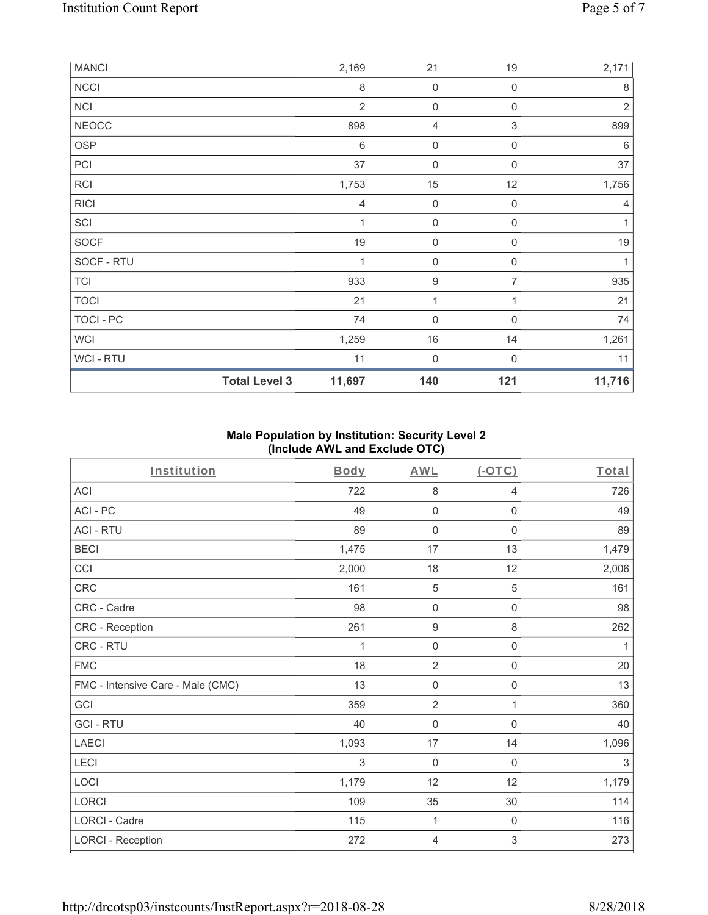| | | | | |
|---|---|---|---|---|
| MANCI | 2,169 | 21 | 19 | 2,171 |
| NCCI | 8 | 0 | 0 | 8 |
| NCI | 2 | 0 | 0 | 2 |
| NEOCC | 898 | 4 | 3 | 899 |
| OSP | 6 | 0 | 0 | 6 |
| PCI | 37 | 0 | 0 | 37 |
| RCI | 1,753 | 15 | 12 | 1,756 |
| RICI | 4 | 0 | 0 | 4 |
| SCI | 1 | 0 | 0 | 1 |
| SOCF | 19 | 0 | 0 | 19 |
| SOCF - RTU | 1 | 0 | 0 | 1 |
| TCI | 933 | 9 | 7 | 935 |
| TOCI | 21 | 1 | 1 | 21 |
| TOCI - PC | 74 | 0 | 0 | 74 |
| WCI | 1,259 | 16 | 14 | 1,261 |
| WCI - RTU | 11 | 0 | 0 | 11 |
| **Total Level 3** | **11,697** | **140** | **121** | **11,716** |

### Male Population by Institution: Security Level 2 (Include AWL and Exclude OTC)

| Institution | Body | AWL | (-OTC) | Total |
|---|---|---|---|---|
| ACI | 722 | 8 | 4 | 726 |
| ACI - PC | 49 | 0 | 0 | 49 |
| ACI - RTU | 89 | 0 | 0 | 89 |
| BECI | 1,475 | 17 | 13 | 1,479 |
| CCI | 2,000 | 18 | 12 | 2,006 |
| CRC | 161 | 5 | 5 | 161 |
| CRC - Cadre | 98 | 0 | 0 | 98 |
| CRC - Reception | 261 | 9 | 8 | 262 |
| CRC - RTU | 1 | 0 | 0 | 1 |
| FMC | 18 | 2 | 0 | 20 |
| FMC - Intensive Care - Male (CMC) | 13 | 0 | 0 | 13 |
| GCI | 359 | 2 | 1 | 360 |
| GCI - RTU | 40 | 0 | 0 | 40 |
| LAECI | 1,093 | 17 | 14 | 1,096 |
| LECI | 3 | 0 | 0 | 3 |
| LOCI | 1,179 | 12 | 12 | 1,179 |
| LORCI | 109 | 35 | 30 | 114 |
| LORCI - Cadre | 115 | 1 | 0 | 116 |
| LORCI - Reception | 272 | 4 | 3 | 273 |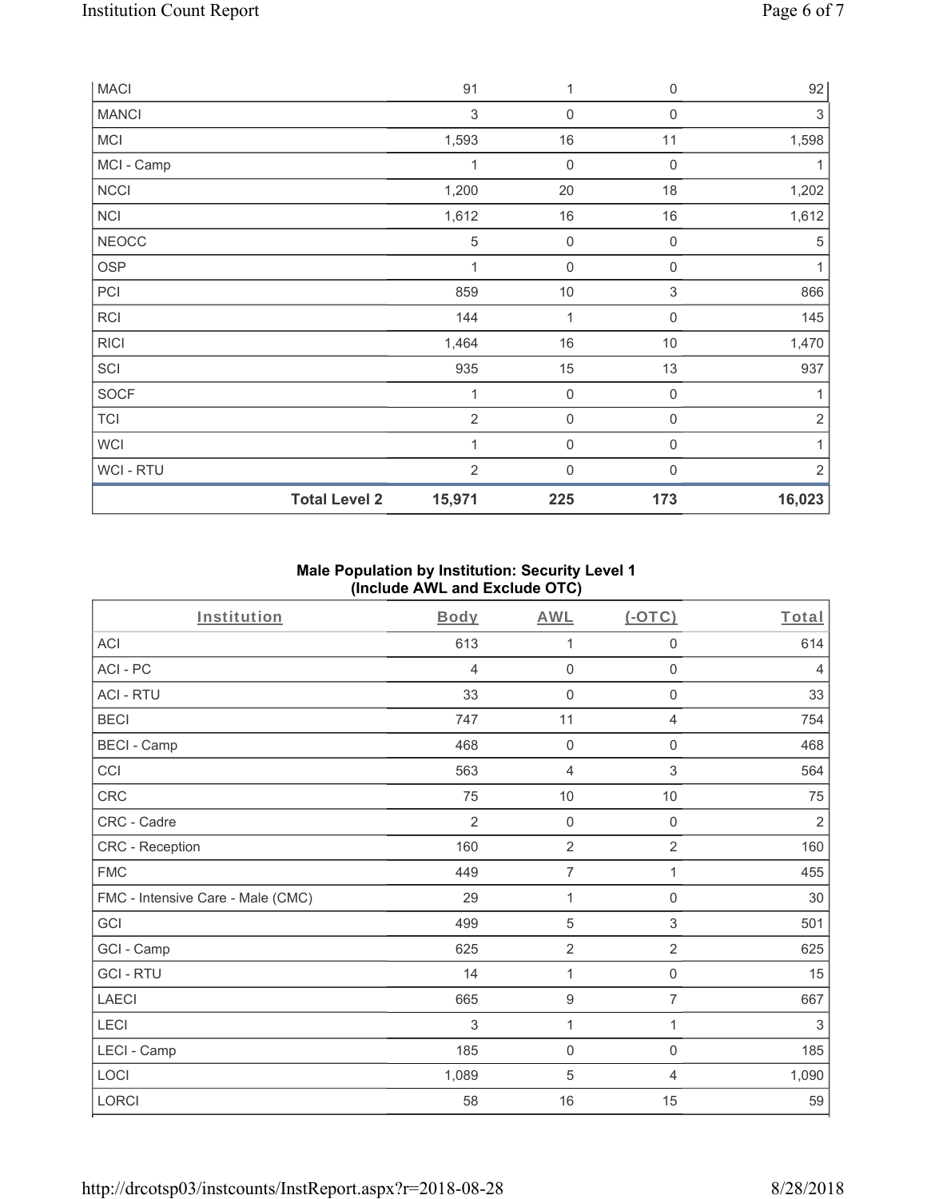| | Body | AWL | (-OTC) | Total |
|---|---|---|---|---|
| MACI | 91 | 1 | 0 | 92 |
| MANCI | 3 | 0 | 0 | 3 |
| MCI | 1,593 | 16 | 11 | 1,598 |
| MCI - Camp | 1 | 0 | 0 | 1 |
| NCCI | 1,200 | 20 | 18 | 1,202 |
| NCI | 1,612 | 16 | 16 | 1,612 |
| NEOCC | 5 | 0 | 0 | 5 |
| OSP | 1 | 0 | 0 | 1 |
| PCI | 859 | 10 | 3 | 866 |
| RCI | 144 | 1 | 0 | 145 |
| RICI | 1,464 | 16 | 10 | 1,470 |
| SCI | 935 | 15 | 13 | 937 |
| SOCF | 1 | 0 | 0 | 1 |
| TCI | 2 | 0 | 0 | 2 |
| WCI | 1 | 0 | 0 | 1 |
| WCI - RTU | 2 | 0 | 0 | 2 |
| **Total Level 2** | **15,971** | **225** | **173** | **16,023** |

**Male Population by Institution: Security Level 1 (Include AWL and Exclude OTC)**

| Institution | Body | AWL | (-OTC) | Total |
|---|---|---|---|---|
| ACI | 613 | 1 | 0 | 614 |
| ACI - PC | 4 | 0 | 0 | 4 |
| ACI - RTU | 33 | 0 | 0 | 33 |
| BECI | 747 | 11 | 4 | 754 |
| BECI - Camp | 468 | 0 | 0 | 468 |
| CCI | 563 | 4 | 3 | 564 |
| CRC | 75 | 10 | 10 | 75 |
| CRC - Cadre | 2 | 0 | 0 | 2 |
| CRC - Reception | 160 | 2 | 2 | 160 |
| FMC | 449 | 7 | 1 | 455 |
| FMC - Intensive Care - Male (CMC) | 29 | 1 | 0 | 30 |
| GCI | 499 | 5 | 3 | 501 |
| GCI - Camp | 625 | 2 | 2 | 625 |
| GCI - RTU | 14 | 1 | 0 | 15 |
| LAECI | 665 | 9 | 7 | 667 |
| LECI | 3 | 1 | 1 | 3 |
| LECI - Camp | 185 | 0 | 0 | 185 |
| LOCI | 1,089 | 5 | 4 | 1,090 |
| LORCI | 58 | 16 | 15 | 59 |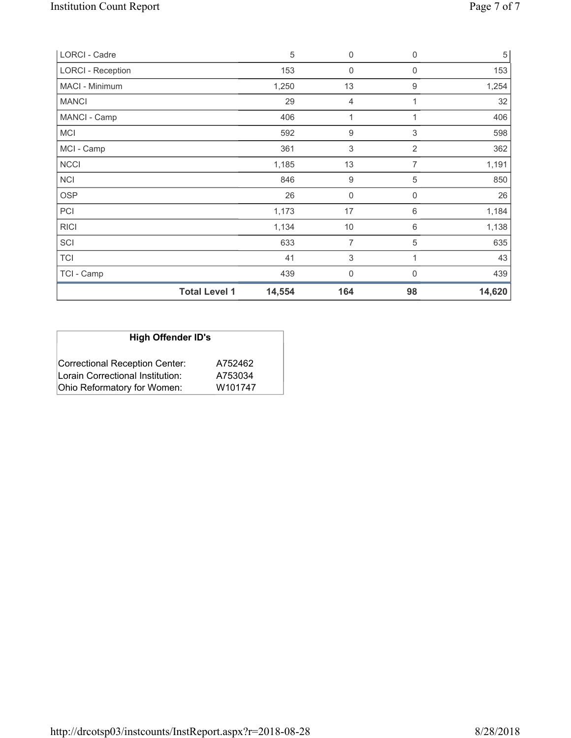| | | | | |
|---|---|---|---|---|
| LORCI - Cadre | 5 | 0 | 0 | 5 |
| LORCI - Reception | 153 | 0 | 0 | 153 |
| MACI - Minimum | 1,250 | 13 | 9 | 1,254 |
| MANCI | 29 | 4 | 1 | 32 |
| MANCI - Camp | 406 | 1 | 1 | 406 |
| MCI | 592 | 9 | 3 | 598 |
| MCI - Camp | 361 | 3 | 2 | 362 |
| NCCI | 1,185 | 13 | 7 | 1,191 |
| NCI | 846 | 9 | 5 | 850 |
| OSP | 26 | 0 | 0 | 26 |
| PCI | 1,173 | 17 | 6 | 1,184 |
| RICI | 1,134 | 10 | 6 | 1,138 |
| SCI | 633 | 7 | 5 | 635 |
| TCI | 41 | 3 | 1 | 43 |
| TCI - Camp | 439 | 0 | 0 | 439 |
| **Total Level 1** | **14,554** | **164** | **98** | **14,620** |

| High Offender ID's | |
|---|---|
| Correctional Reception Center: | A752462 |
| Lorain Correctional Institution: | A753034 |
| Ohio Reformatory for Women: | W101747 |